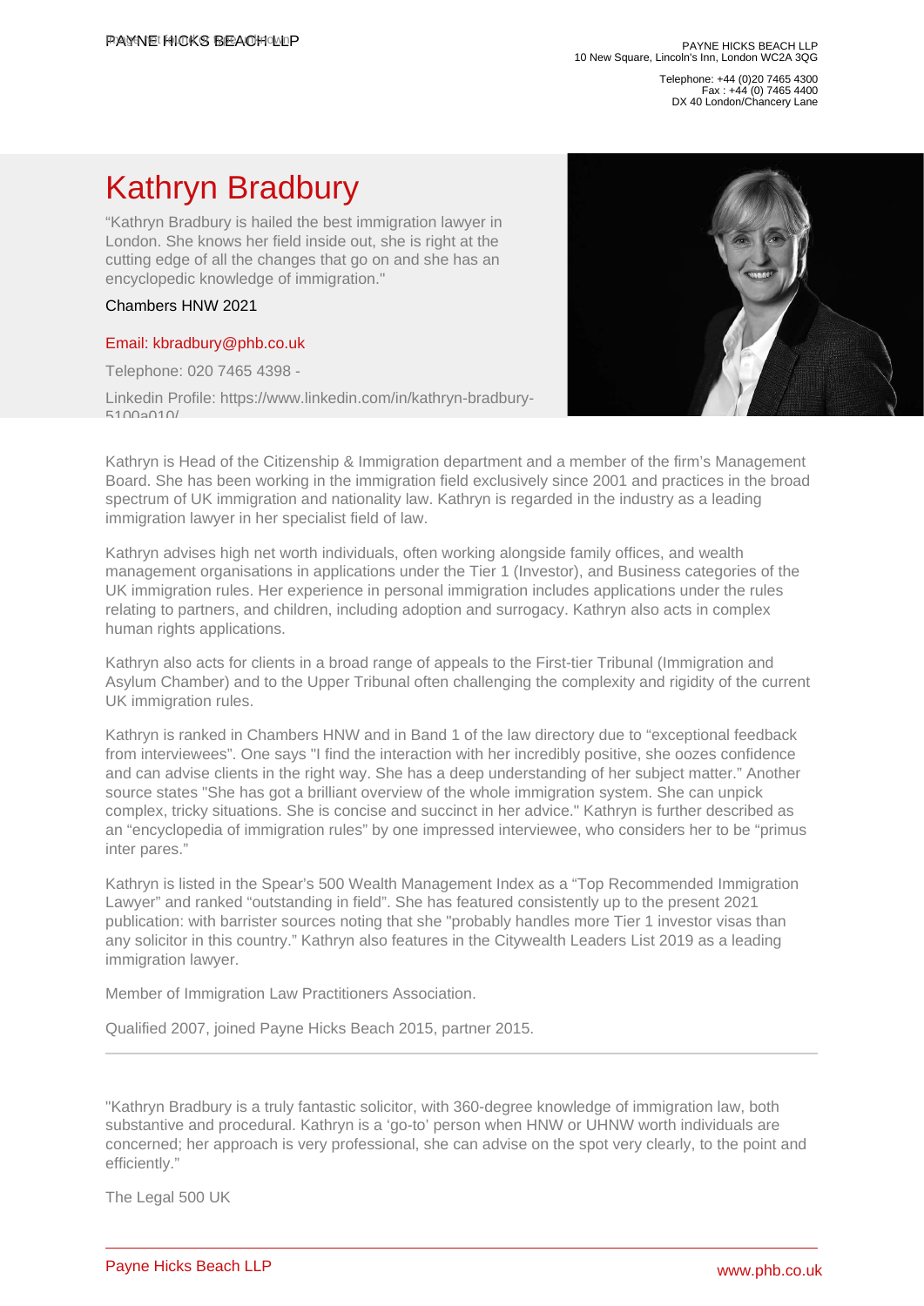PAYNE HICKS BEACH LLP
10 New Square, Lincoln's Inn, London WC2A 3QG

Telephone: +44 (0)20 7465 4300
Fax : +44 (0) 7465 4400
DX 40 London/Chancery Lane

# Kathryn Bradbury

"Kathryn Bradbury is hailed the best immigration lawyer in London. She knows her field inside out, she is right at the cutting edge of all the changes that go on and she has an encyclopedic knowledge of immigration."

Chambers HNW 2021

Email: kbradbury@phb.co.uk

Telephone: 020 7465 4398 -

Linkedin Profile: https://www.linkedin.com/in/kathryn-bradbury-5100a010/

Kathryn is Head of the Citizenship & Immigration department and a member of the firm's Management Board. She has been working in the immigration field exclusively since 2001 and practices in the broad spectrum of UK immigration and nationality law. Kathryn is regarded in the industry as a leading immigration lawyer in her specialist field of law.

Kathryn advises high net worth individuals, often working alongside family offices, and wealth management organisations in applications under the Tier 1 (Investor), and Business categories of the UK immigration rules. Her experience in personal immigration includes applications under the rules relating to partners, and children, including adoption and surrogacy. Kathryn also acts in complex human rights applications.

Kathryn also acts for clients in a broad range of appeals to the First-tier Tribunal (Immigration and Asylum Chamber) and to the Upper Tribunal often challenging the complexity and rigidity of the current UK immigration rules.

Kathryn is ranked in Chambers HNW and in Band 1 of the law directory due to "exceptional feedback from interviewees". One says "I find the interaction with her incredibly positive, she oozes confidence and can advise clients in the right way. She has a deep understanding of her subject matter." Another source states "She has got a brilliant overview of the whole immigration system. She can unpick complex, tricky situations. She is concise and succinct in her advice." Kathryn is further described as an "encyclopedia of immigration rules" by one impressed interviewee, who considers her to be "primus inter pares."

Kathryn is listed in the Spear's 500 Wealth Management Index as a "Top Recommended Immigration Lawyer" and ranked "outstanding in field". She has featured consistently up to the present 2021 publication: with barrister sources noting that she "probably handles more Tier 1 investor visas than any solicitor in this country." Kathryn also features in the Citywealth Leaders List 2019 as a leading immigration lawyer.

Member of Immigration Law Practitioners Association.

Qualified 2007, joined Payne Hicks Beach 2015, partner 2015.

---

"Kathryn Bradbury is a truly fantastic solicitor, with 360-degree knowledge of immigration law, both substantive and procedural. Kathryn is a 'go-to' person when HNW or UHNW worth individuals are concerned; her approach is very professional, she can advise on the spot very clearly, to the point and efficiently."

The Legal 500 UK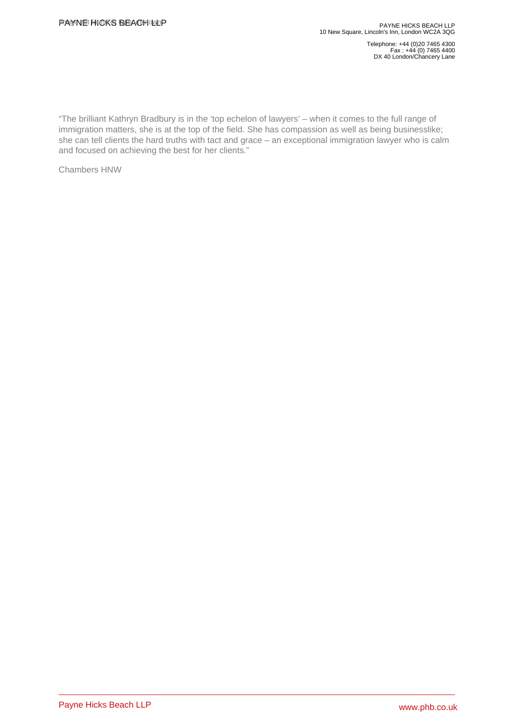"The brilliant Kathryn Bradbury is in the 'top echelon of lawyers' – when it comes to the full range of immigration matters, she is at the top of the field. She has compassion as well as being businesslike; she can tell clients the hard truths with tact and grace – an exceptional immigration lawyer who is calm and focused on achieving the best for her clients."

Chambers HNW